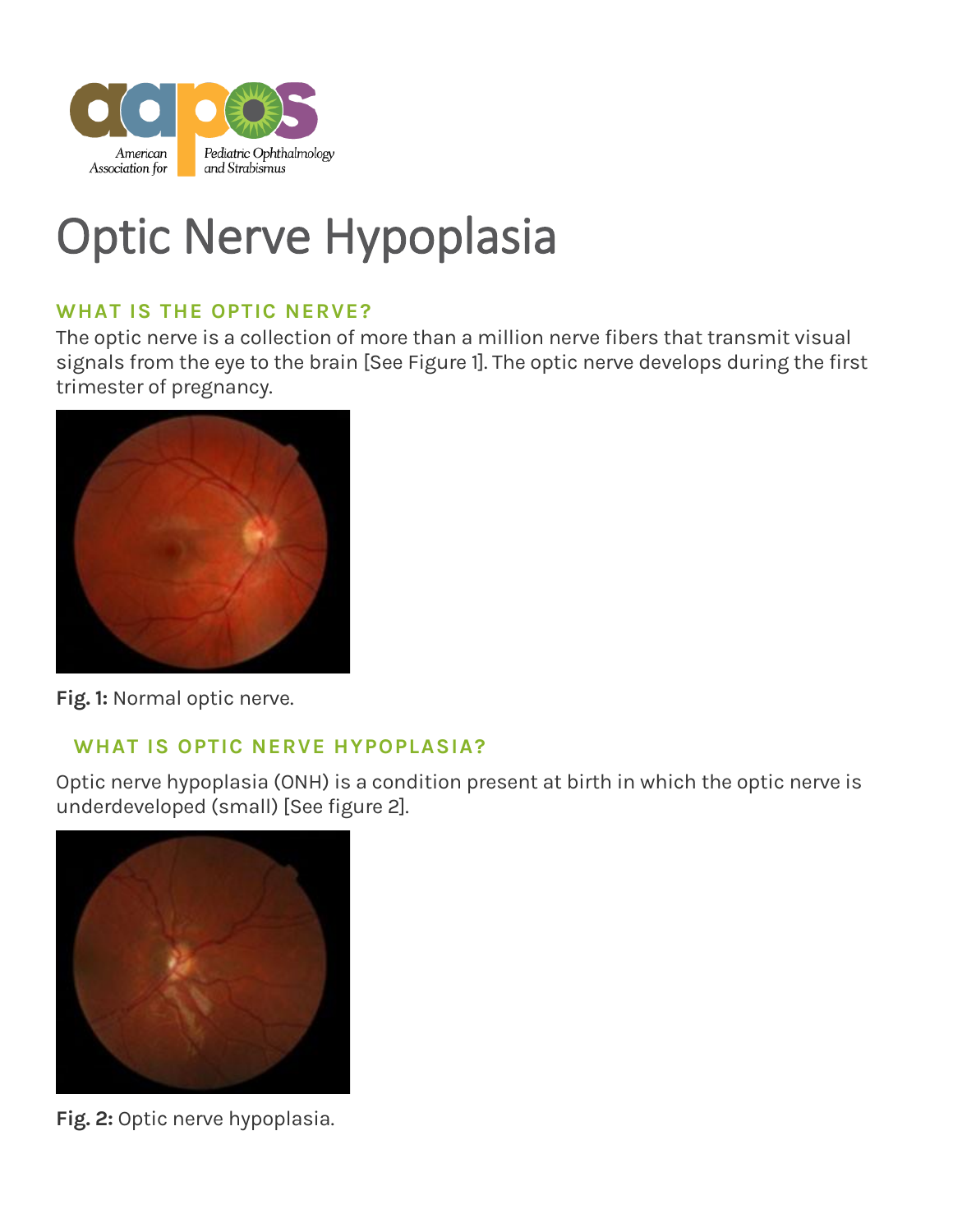# Optic Nerve Hypoplasia

## WHAT IS THE OPTIC NERVE?

The optic nerve is a collection of more than a million nerve fibers that transmit visual signals from the eye to the brain [See Figure 1]. The optic nerve develops during the first trimester of pregnancy.

**Fig. 1:** Normal optic nerve.

## WHAT IS OPTIC NERVE HYPOPLASIA?

Optic nerve hypoplasia (ONH) is a condition present at birth in which the optic nerve is underdeveloped (small) [See figure 2].

**Fig. 2:** Optic nerve hypoplasia.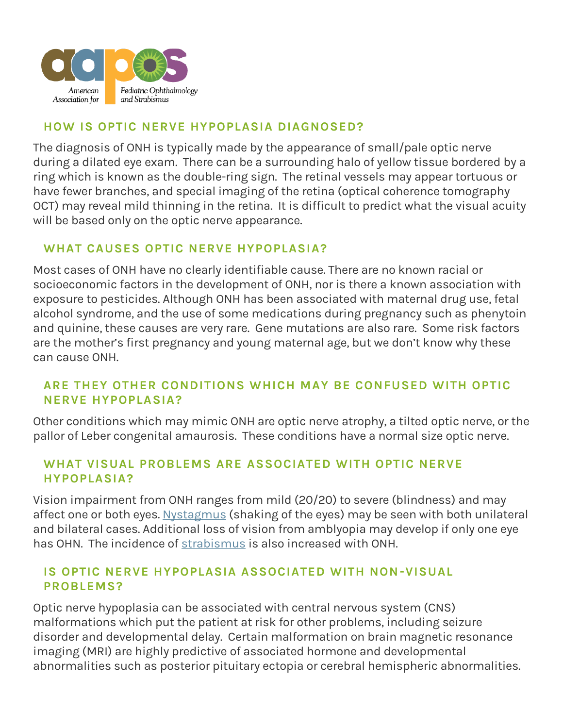## HOW IS OPTIC NERVE HYPOPLASIA DIAGNOSED?

The diagnosis of ONH is typically made by the appearance of small/pale optic nerve during a dilated eye exam. There can be a surrounding halo of yellow tissue bordered by a ring which is known as the double-ring sign. The retinal vessels may appear tortuous or have fewer branches, and special imaging of the retina (optical coherence tomography OCT) may reveal mild thinning in the retina. It is difficult to predict what the visual acuity will be based only on the optic nerve appearance.

## WHAT CAUSES OPTIC NERVE HYPOPLASIA?

Most cases of ONH have no clearly identifiable cause. There are no known racial or socioeconomic factors in the development of ONH, nor is there a known association with exposure to pesticides. Although ONH has been associated with maternal drug use, fetal alcohol syndrome, and the use of some medications during pregnancy such as phenytoin and quinine, these causes are very rare. Gene mutations are also rare. Some risk factors are the mother's first pregnancy and young maternal age, but we don't know why these can cause ONH.

## ARE THEY OTHER CONDITIONS WHICH MAY BE CONFUSED WITH OPTIC NERVE HYPOPLASIA?

Other conditions which may mimic ONH are optic nerve atrophy, a tilted optic nerve, or the pallor of Leber congenital amaurosis. These conditions have a normal size optic nerve.

## WHAT VISUAL PROBLEMS ARE ASSOCIATED WITH OPTIC NERVE HYPOPLASIA?

Vision impairment from ONH ranges from mild (20/20) to severe (blindness) and may affect one or both eyes. [Nystagmus]() (shaking of the eyes) may be seen with both unilateral and bilateral cases. Additional loss of vision from amblyopia may develop if only one eye has OHN. The incidence of [strabismus]() is also increased with ONH.

## IS OPTIC NERVE HYPOPLASIA ASSOCIATED WITH NON-VISUAL PROBLEMS?

Optic nerve hypoplasia can be associated with central nervous system (CNS) malformations which put the patient at risk for other problems, including seizure disorder and developmental delay. Certain malformation on brain magnetic resonance imaging (MRI) are highly predictive of associated hormone and developmental abnormalities such as posterior pituitary ectopia or cerebral hemispheric abnormalities.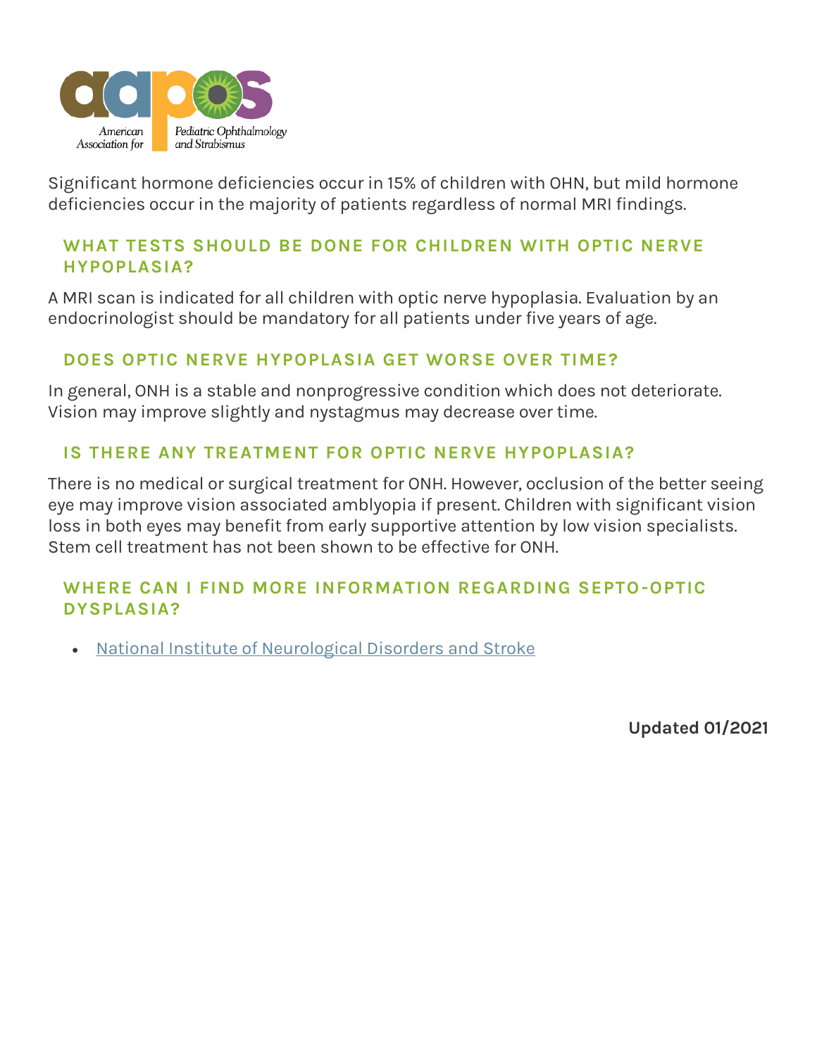Significant hormone deficiencies occur in 15% of children with OHN, but mild hormone deficiencies occur in the majority of patients regardless of normal MRI findings.

## WHAT TESTS SHOULD BE DONE FOR CHILDREN WITH OPTIC NERVE HYPOPLASIA?

A MRI scan is indicated for all children with optic nerve hypoplasia. Evaluation by an endocrinologist should be mandatory for all patients under five years of age.

## DOES OPTIC NERVE HYPOPLASIA GET WORSE OVER TIME?

In general, ONH is a stable and nonprogressive condition which does not deteriorate. Vision may improve slightly and nystagmus may decrease over time.

## IS THERE ANY TREATMENT FOR OPTIC NERVE HYPOPLASIA?

There is no medical or surgical treatment for ONH. However, occlusion of the better seeing eye may improve vision associated amblyopia if present. Children with significant vision loss in both eyes may benefit from early supportive attention by low vision specialists. Stem cell treatment has not been shown to be effective for ONH.

## WHERE CAN I FIND MORE INFORMATION REGARDING SEPTO-OPTIC DYSPLASIA?

- National Institute of Neurological Disorders and Stroke

**Updated 01/2021**